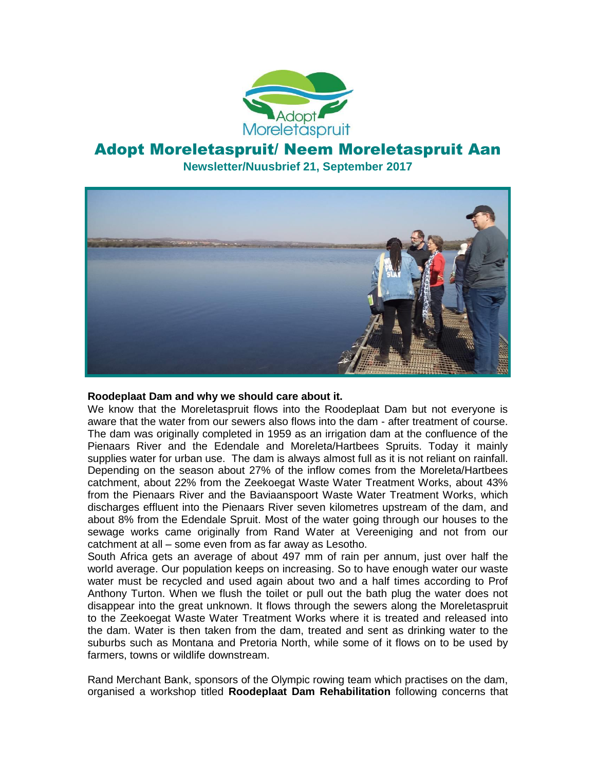# Adopt Moreletaspruit/ Neem Moreletaspruit Aan

**Newsletter/Nuusbrief 21, September 2017**

**Roodeplaat Dam and why we should care about it.**

We know that the Moreletaspruit flows into the Roodeplaat Dam but not everyone is aware that the water from our sewers also flows into the dam - after treatment of course. The dam was originally completed in 1959 as an irrigation dam at the confluence of the Pienaars River and the Edendale and Moreleta/Hartbees Spruits. Today it mainly supplies water for urban use. The dam is always almost full as it is not reliant on rainfall. Depending on the season about 27% of the inflow comes from the Moreleta/Hartbees catchment, about 22% from the Zeekoegat Waste Water Treatment Works, about 43% from the Pienaars River and the Baviaanspoort Waste Water Treatment Works, which discharges effluent into the Pienaars River seven kilometres upstream of the dam, and about 8% from the Edendale Spruit. Most of the water going through our houses to the sewage works came originally from Rand Water at Vereeniging and not from our catchment at all – some even from as far away as Lesotho.

South Africa gets an average of about 497 mm of rain per annum, just over half the world average. Our population keeps on increasing. So to have enough water our waste water must be recycled and used again about two and a half times according to Prof Anthony Turton. When we flush the toilet or pull out the bath plug the water does not disappear into the great unknown. It flows through the sewers along the Moreletaspruit to the Zeekoegat Waste Water Treatment Works where it is treated and released into the dam. Water is then taken from the dam, treated and sent as drinking water to the suburbs such as Montana and Pretoria North, while some of it flows on to be used by farmers, towns or wildlife downstream.

Rand Merchant Bank, sponsors of the Olympic rowing team which practises on the dam, organised a workshop titled **Roodeplaat Dam Rehabilitation** following concerns that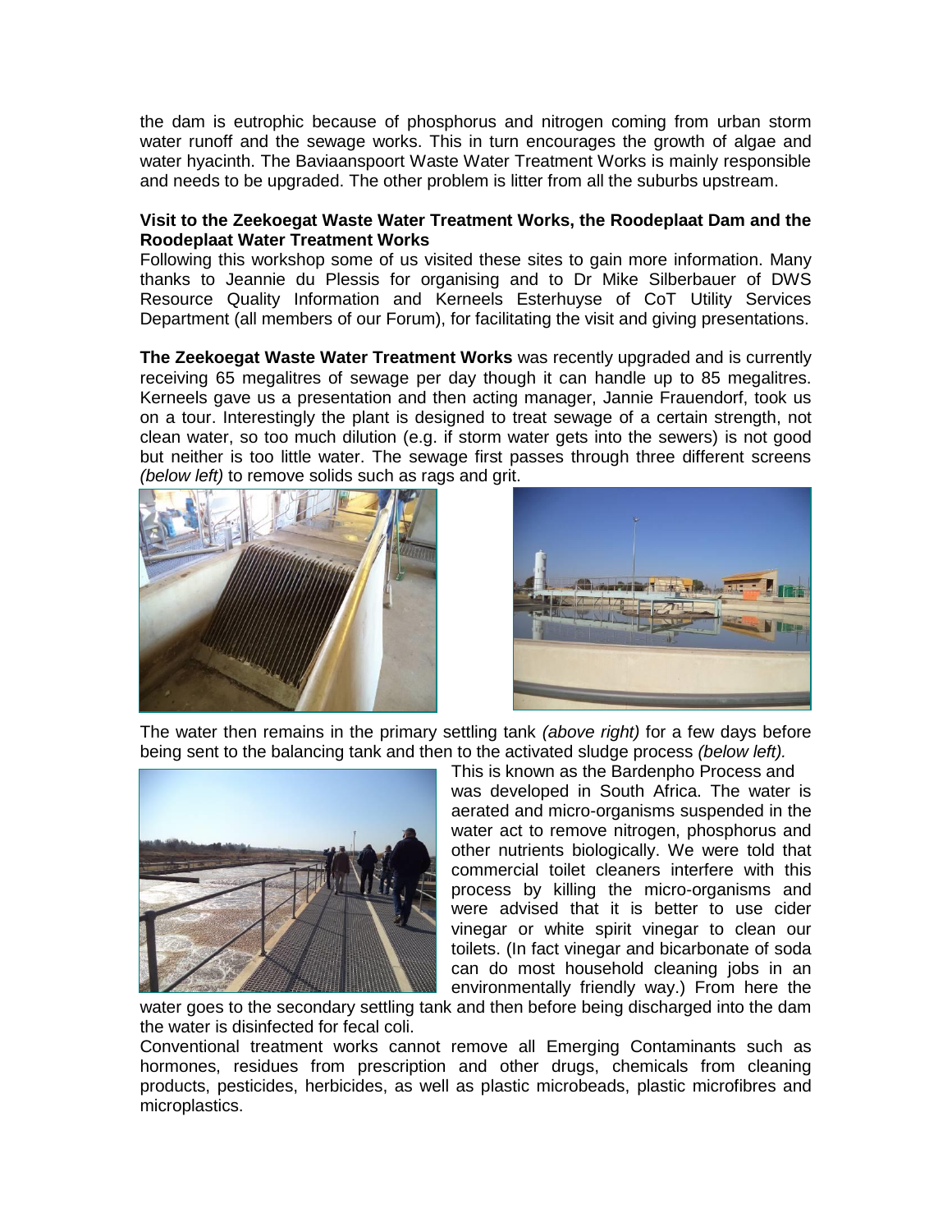the dam is eutrophic because of phosphorus and nitrogen coming from urban storm water runoff and the sewage works. This in turn encourages the growth of algae and water hyacinth. The Baviaanspoort Waste Water Treatment Works is mainly responsible and needs to be upgraded. The other problem is litter from all the suburbs upstream.

**Visit to the Zeekoegat Waste Water Treatment Works, the Roodeplaat Dam and the Roodeplaat Water Treatment Works**

Following this workshop some of us visited these sites to gain more information. Many thanks to Jeannie du Plessis for organising and to Dr Mike Silberbauer of DWS Resource Quality Information and Kerneels Esterhuyse of CoT Utility Services Department (all members of our Forum), for facilitating the visit and giving presentations.

**The Zeekoegat Waste Water Treatment Works** was recently upgraded and is currently receiving 65 megalitres of sewage per day though it can handle up to 85 megalitres. Kerneels gave us a presentation and then acting manager, Jannie Frauendorf, took us on a tour. Interestingly the plant is designed to treat sewage of a certain strength, not clean water, so too much dilution (e.g. if storm water gets into the sewers) is not good but neither is too little water. The sewage first passes through three different screens *(below left)* to remove solids such as rags and grit.

The water then remains in the primary settling tank *(above right)* for a few days before being sent to the balancing tank and then to the activated sludge process *(below left).*

This is known as the Bardenpho Process and was developed in South Africa. The water is aerated and micro-organisms suspended in the water act to remove nitrogen, phosphorus and other nutrients biologically. We were told that commercial toilet cleaners interfere with this process by killing the micro-organisms and were advised that it is better to use cider vinegar or white spirit vinegar to clean our toilets. (In fact vinegar and bicarbonate of soda can do most household cleaning jobs in an environmentally friendly way.) From here the water goes to the secondary settling tank and then before being discharged into the dam the water is disinfected for fecal coli.

Conventional treatment works cannot remove all Emerging Contaminants such as hormones, residues from prescription and other drugs, chemicals from cleaning products, pesticides, herbicides, as well as plastic microbeads, plastic microfibres and microplastics.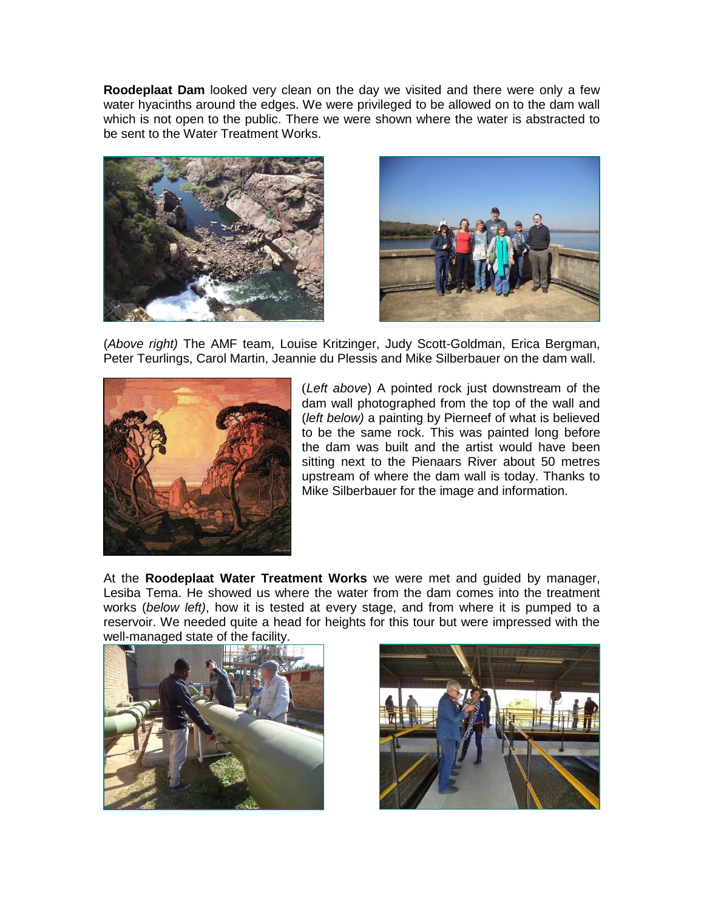**Roodeplaat Dam** looked very clean on the day we visited and there were only a few water hyacinths around the edges. We were privileged to be allowed on to the dam wall which is not open to the public. There we were shown where the water is abstracted to be sent to the Water Treatment Works.

(*Above right)* The AMF team, Louise Kritzinger, Judy Scott-Goldman, Erica Bergman, Peter Teurlings, Carol Martin, Jeannie du Plessis and Mike Silberbauer on the dam wall.

(*Left above*) A pointed rock just downstream of the dam wall photographed from the top of the wall and (*left below)* a painting by Pierneef of what is believed to be the same rock. This was painted long before the dam was built and the artist would have been sitting next to the Pienaars River about 50 metres upstream of where the dam wall is today. Thanks to Mike Silberbauer for the image and information.

At the **Roodeplaat Water Treatment Works** we were met and guided by manager, Lesiba Tema. He showed us where the water from the dam comes into the treatment works (*below left)*, how it is tested at every stage, and from where it is pumped to a reservoir. We needed quite a head for heights for this tour but were impressed with the well-managed state of the facility.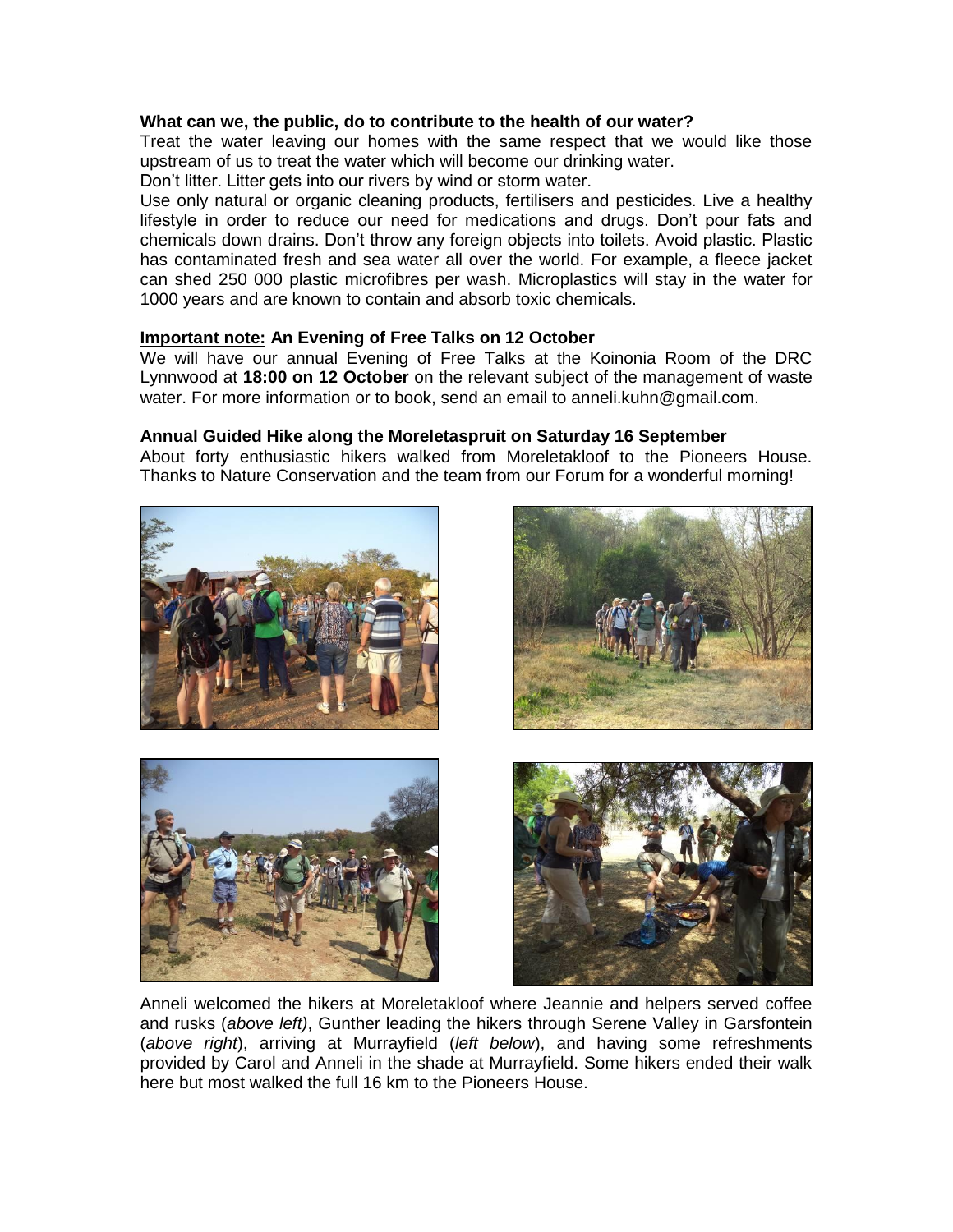**What can we, the public, do to contribute to the health of our water?**

Treat the water leaving our homes with the same respect that we would like those upstream of us to treat the water which will become our drinking water.

Don't litter. Litter gets into our rivers by wind or storm water.

Use only natural or organic cleaning products, fertilisers and pesticides. Live a healthy lifestyle in order to reduce our need for medications and drugs. Don't pour fats and chemicals down drains. Don't throw any foreign objects into toilets. Avoid plastic. Plastic has contaminated fresh and sea water all over the world. For example, a fleece jacket can shed 250 000 plastic microfibres per wash. Microplastics will stay in the water for 1000 years and are known to contain and absorb toxic chemicals.

**<u>Important note:</u> An Evening of Free Talks on 12 October**

We will have our annual Evening of Free Talks at the Koinonia Room of the DRC Lynnwood at **18:00 on 12 October** on the relevant subject of the management of waste water. For more information or to book, send an email to anneli.kuhn@gmail.com.

**Annual Guided Hike along the Moreletaspruit on Saturday 16 September**

About forty enthusiastic hikers walked from Moreletakloof to the Pioneers House. Thanks to Nature Conservation and the team from our Forum for a wonderful morning!

Anneli welcomed the hikers at Moreletakloof where Jeannie and helpers served coffee and rusks (*above left)*, Gunther leading the hikers through Serene Valley in Garsfontein (*above right*), arriving at Murrayfield (*left below*), and having some refreshments provided by Carol and Anneli in the shade at Murrayfield. Some hikers ended their walk here but most walked the full 16 km to the Pioneers House.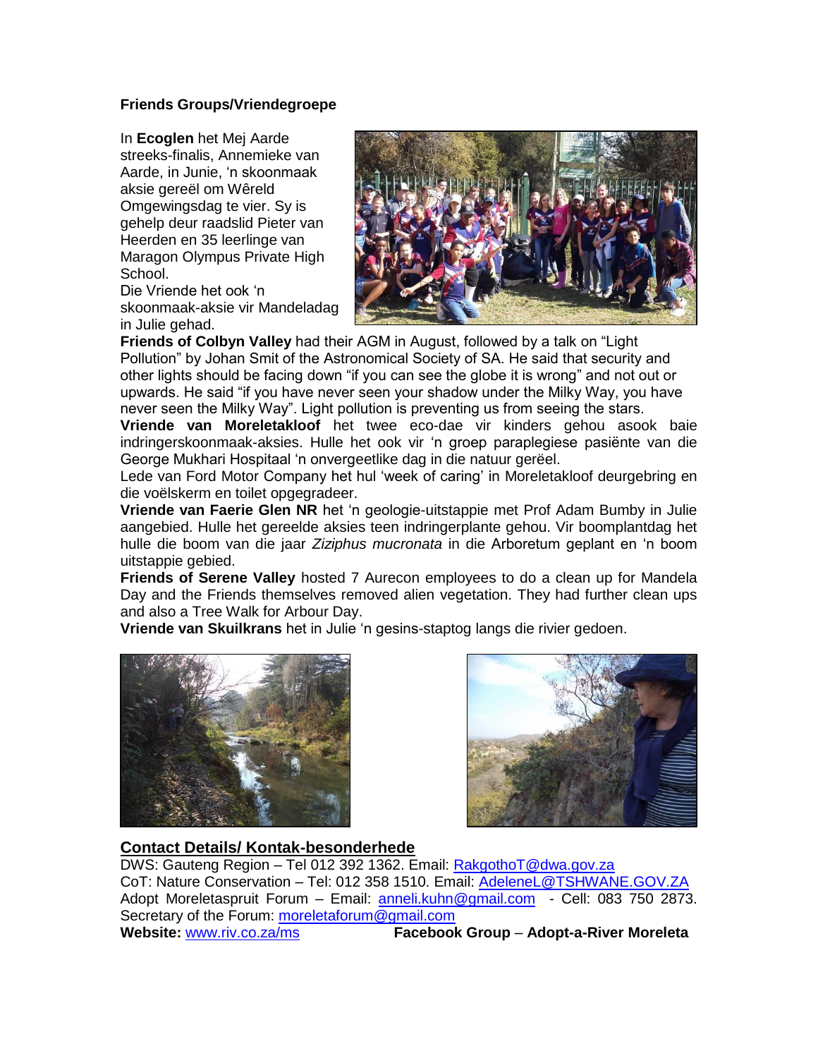**Friends Groups/Vriendegroepe**

In **Ecoglen** het Mej Aarde streeks-finalis, Annemieke van Aarde, in Junie, 'n skoonmaak aksie gereël om Wêreld Omgewingsdag te vier. Sy is gehelp deur raadslid Pieter van Heerden en 35 leerlinge van Maragon Olympus Private High School.

Die Vriende het ook 'n skoonmaak-aksie vir Mandeladag in Julie gehad.

**Friends of Colbyn Valley** had their AGM in August, followed by a talk on "Light Pollution" by Johan Smit of the Astronomical Society of SA. He said that security and other lights should be facing down "if you can see the globe it is wrong" and not out or upwards. He said "if you have never seen your shadow under the Milky Way, you have never seen the Milky Way". Light pollution is preventing us from seeing the stars.

**Vriende van Moreletakloof** het twee eco-dae vir kinders gehou asook baie indringerskoonmaak-aksies. Hulle het ook vir 'n groep paraplegiese pasiënte van die George Mukhari Hospitaal 'n onvergeetlike dag in die natuur gereël.

Lede van Ford Motor Company het hul 'week of caring' in Moreletakloof deurgebring en die voëlskerm en toilet opgegradeer.

**Vriende van Faerie Glen NR** het 'n geologie-uitstappie met Prof Adam Bumby in Julie aangebied. Hulle het gereelde aksies teen indringerplante gehou. Vir boomplantdag het hulle die boom van die jaar *Ziziphus mucronata* in die Arboretum geplant en 'n boom uitstappie gebied.

**Friends of Serene Valley** hosted 7 Aurecon employees to do a clean up for Mandela Day and the Friends themselves removed alien vegetation. They had further clean ups and also a Tree Walk for Arbour Day.

**Vriende van Skuilkrans** het in Julie 'n gesins-staptog langs die rivier gedoen.

## Contact Details/ Kontak-besonderhede

DWS: Gauteng Region – Tel 012 392 1362. Email: RakgothoT@dwa.gov.za

CoT: Nature Conservation – Tel: 012 358 1510. Email: AdeleneL@TSHWANE.GOV.ZA

Adopt Moreletaspruit Forum – Email: anneli.kuhn@gmail.com - Cell: 083 750 2873. Secretary of the Forum: moreletaforum@gmail.com

**Website:** www.riv.co.za/ms **Facebook Group – Adopt-a-River Moreleta**